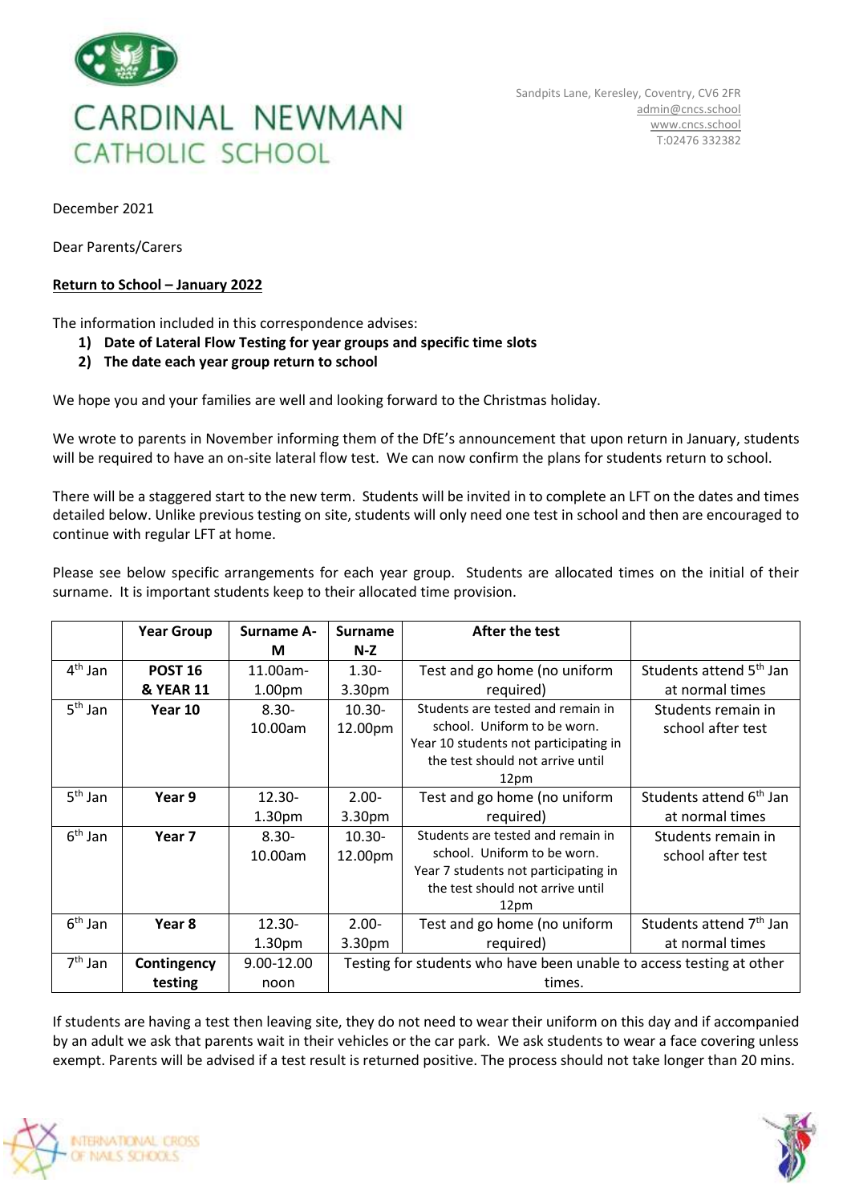# CARDINAL NEWMAN CATHOLIC SCHOOL

Sandpits Lane, Keresley, Coventry, CV6 2FR
admin@cncs.school
www.cncs.school
T:02476 332382

December 2021

Dear Parents/Carers

**Return to School – January 2022**

The information included in this correspondence advises:

1) **Date of Lateral Flow Testing for year groups and specific time slots**
2) **The date each year group return to school**

We hope you and your families are well and looking forward to the Christmas holiday.

We wrote to parents in November informing them of the DfE's announcement that upon return in January, students will be required to have an on-site lateral flow test. We can now confirm the plans for students return to school.

There will be a staggered start to the new term. Students will be invited in to complete an LFT on the dates and times detailed below. Unlike previous testing on site, students will only need one test in school and then are encouraged to continue with regular LFT at home.

Please see below specific arrangements for each year group. Students are allocated times on the initial of their surname. It is important students keep to their allocated time provision.

| | Year Group | Surname A-M | Surname N-Z | After the test | |
|---|---|---|---|---|---|
| 4th Jan | **POST 16 & YEAR 11** | 11.00am-1.00pm | 1.30-3.30pm | Test and go home (no uniform required) | Students attend 5th Jan at normal times |
| 5th Jan | **Year 10** | 8.30-10.00am | 10.30-12.00pm | Students are tested and remain in school. Uniform to be worn. Year 10 students not participating in the test should not arrive until 12pm | Students remain in school after test |
| 5th Jan | **Year 9** | 12.30-1.30pm | 2.00-3.30pm | Test and go home (no uniform required) | Students attend 6th Jan at normal times |
| 6th Jan | **Year 7** | 8.30-10.00am | 10.30-12.00pm | Students are tested and remain in school. Uniform to be worn. Year 7 students not participating in the test should not arrive until 12pm | Students remain in school after test |
| 6th Jan | **Year 8** | 12.30-1.30pm | 2.00-3.30pm | Test and go home (no uniform required) | Students attend 7th Jan at normal times |
| 7th Jan | **Contingency testing** | 9.00-12.00 noon | Testing for students who have been unable to access testing at other times. | | |

If students are having a test then leaving site, they do not need to wear their uniform on this day and if accompanied by an adult we ask that parents wait in their vehicles or the car park. We ask students to wear a face covering unless exempt. Parents will be advised if a test result is returned positive. The process should not take longer than 20 mins.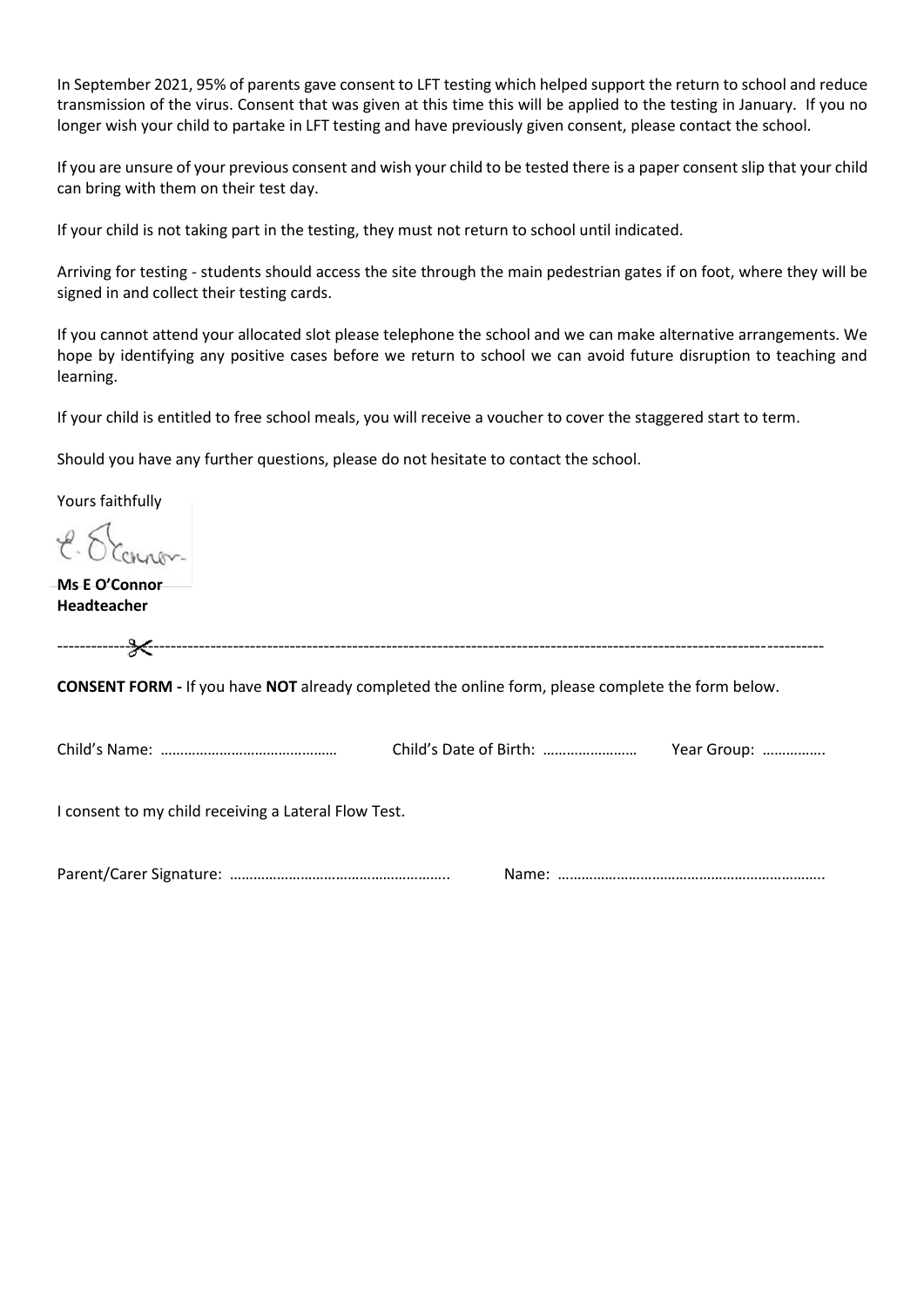In September 2021, 95% of parents gave consent to LFT testing which helped support the return to school and reduce transmission of the virus. Consent that was given at this time this will be applied to the testing in January. If you no longer wish your child to partake in LFT testing and have previously given consent, please contact the school.

If you are unsure of your previous consent and wish your child to be tested there is a paper consent slip that your child can bring with them on their test day.

If your child is not taking part in the testing, they must not return to school until indicated.

Arriving for testing - students should access the site through the main pedestrian gates if on foot, where they will be signed in and collect their testing cards.

If you cannot attend your allocated slot please telephone the school and we can make alternative arrangements. We hope by identifying any positive cases before we return to school we can avoid future disruption to teaching and learning.

If your child is entitled to free school meals, you will receive a voucher to cover the staggered start to term.

Should you have any further questions, please do not hesitate to contact the school.

Yours faithfully

**Ms E O'Connor**
**Headteacher**

------------✂------------------------------------------------------------------------------------------------------------------------

**CONSENT FORM -** If you have **NOT** already completed the online form, please complete the form below.

Child's Name: ……………………………………… Child's Date of Birth: …………………… Year Group: …………….

I consent to my child receiving a Lateral Flow Test.

Parent/Carer Signature: ……………………………………………….. Name: …………………………………………………………..